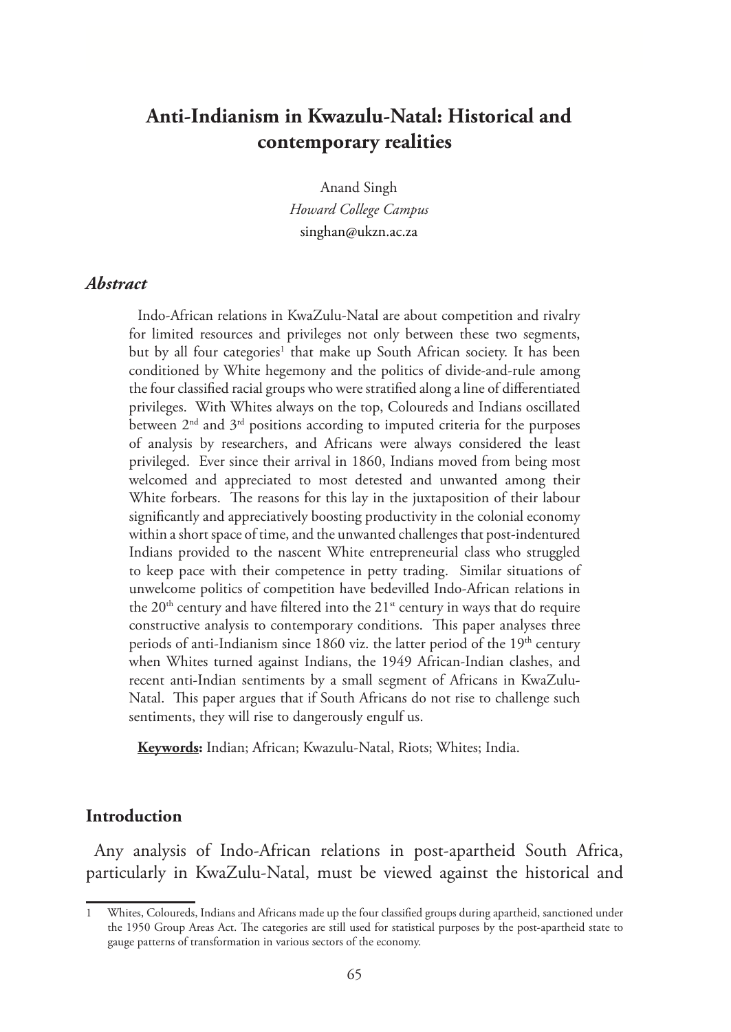# Anti-Indianism in Kwazulu-Natal: Historical and contemporary realities

Anand Singh
*Howard College Campus*
singhan@ukzn.ac.za

### *Abstract*

Indo-African relations in KwaZulu-Natal are about competition and rivalry for limited resources and privileges not only between these two segments, but by all four categories[1] that make up South African society. It has been conditioned by White hegemony and the politics of divide-and-rule among the four classified racial groups who were stratified along a line of differentiated privileges. With Whites always on the top, Coloureds and Indians oscillated between 2nd and 3rd positions according to imputed criteria for the purposes of analysis by researchers, and Africans were always considered the least privileged. Ever since their arrival in 1860, Indians moved from being most welcomed and appreciated to most detested and unwanted among their White forbears. The reasons for this lay in the juxtaposition of their labour significantly and appreciatively boosting productivity in the colonial economy within a short space of time, and the unwanted challenges that post-indentured Indians provided to the nascent White entrepreneurial class who struggled to keep pace with their competence in petty trading. Similar situations of unwelcome politics of competition have bedevilled Indo-African relations in the 20th century and have filtered into the 21st century in ways that do require constructive analysis to contemporary conditions. This paper analyses three periods of anti-Indianism since 1860 viz. the latter period of the 19th century when Whites turned against Indians, the 1949 African-Indian clashes, and recent anti-Indian sentiments by a small segment of Africans in KwaZulu-Natal. This paper argues that if South Africans do not rise to challenge such sentiments, they will rise to dangerously engulf us.

**<u>Keywords</u>:** Indian; African; Kwazulu-Natal, Riots; Whites; India.

## Introduction

Any analysis of Indo-African relations in post-apartheid South Africa, particularly in KwaZulu-Natal, must be viewed against the historical and

---

1 Whites, Coloureds, Indians and Africans made up the four classified groups during apartheid, sanctioned under the 1950 Group Areas Act. The categories are still used for statistical purposes by the post-apartheid state to gauge patterns of transformation in various sectors of the economy.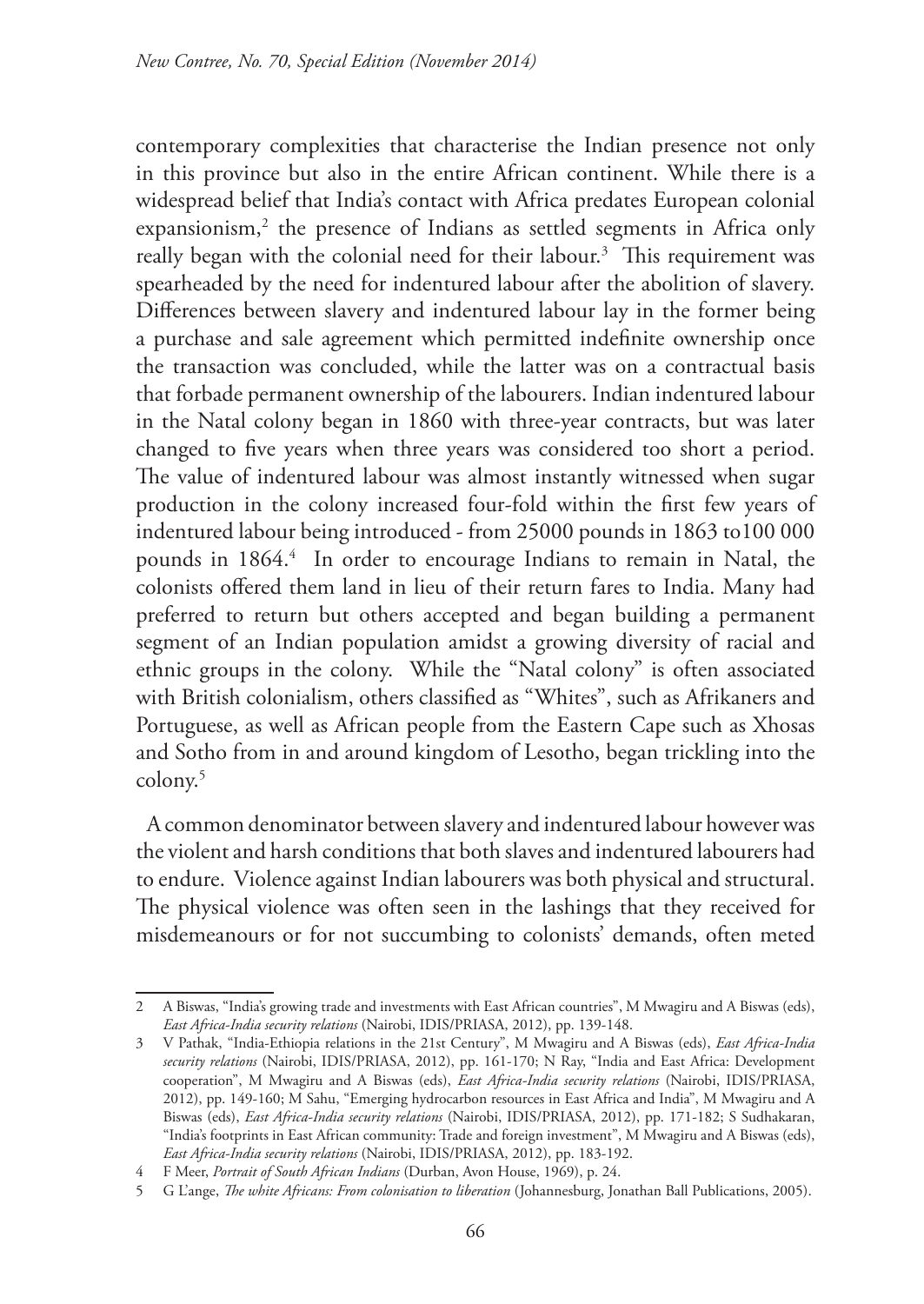contemporary complexities that characterise the Indian presence not only in this province but also in the entire African continent. While there is a widespread belief that India's contact with Africa predates European colonial expansionism,[2] the presence of Indians as settled segments in Africa only really began with the colonial need for their labour.[3] This requirement was spearheaded by the need for indentured labour after the abolition of slavery. Differences between slavery and indentured labour lay in the former being a purchase and sale agreement which permitted indefinite ownership once the transaction was concluded, while the latter was on a contractual basis that forbade permanent ownership of the labourers. Indian indentured labour in the Natal colony began in 1860 with three-year contracts, but was later changed to five years when three years was considered too short a period. The value of indentured labour was almost instantly witnessed when sugar production in the colony increased four-fold within the first few years of indentured labour being introduced - from 25000 pounds in 1863 to100 000 pounds in 1864.[4] In order to encourage Indians to remain in Natal, the colonists offered them land in lieu of their return fares to India. Many had preferred to return but others accepted and began building a permanent segment of an Indian population amidst a growing diversity of racial and ethnic groups in the colony. While the "Natal colony" is often associated with British colonialism, others classified as "Whites", such as Afrikaners and Portuguese, as well as African people from the Eastern Cape such as Xhosas and Sotho from in and around kingdom of Lesotho, began trickling into the colony.[5]

A common denominator between slavery and indentured labour however was the violent and harsh conditions that both slaves and indentured labourers had to endure. Violence against Indian labourers was both physical and structural. The physical violence was often seen in the lashings that they received for misdemeanours or for not succumbing to colonists' demands, often meted

---

2 A Biswas, "India's growing trade and investments with East African countries", M Mwagiru and A Biswas (eds), *East Africa-India security relations* (Nairobi, IDIS/PRIASA, 2012), pp. 139-148.

3 V Pathak, "India-Ethiopia relations in the 21st Century", M Mwagiru and A Biswas (eds), *East Africa-India security relations* (Nairobi, IDIS/PRIASA, 2012), pp. 161-170; N Ray, "India and East Africa: Development cooperation", M Mwagiru and A Biswas (eds), *East Africa-India security relations* (Nairobi, IDIS/PRIASA, 2012), pp. 149-160; M Sahu, "Emerging hydrocarbon resources in East Africa and India", M Mwagiru and A Biswas (eds), *East Africa-India security relations* (Nairobi, IDIS/PRIASA, 2012), pp. 171-182; S Sudhakaran, "India's footprints in East African community: Trade and foreign investment", M Mwagiru and A Biswas (eds), *East Africa-India security relations* (Nairobi, IDIS/PRIASA, 2012), pp. 183-192.

4 F Meer, *Portrait of South African Indians* (Durban, Avon House, 1969), p. 24.

5 G L'ange, *The white Africans: From colonisation to liberation* (Johannesburg, Jonathan Ball Publications, 2005).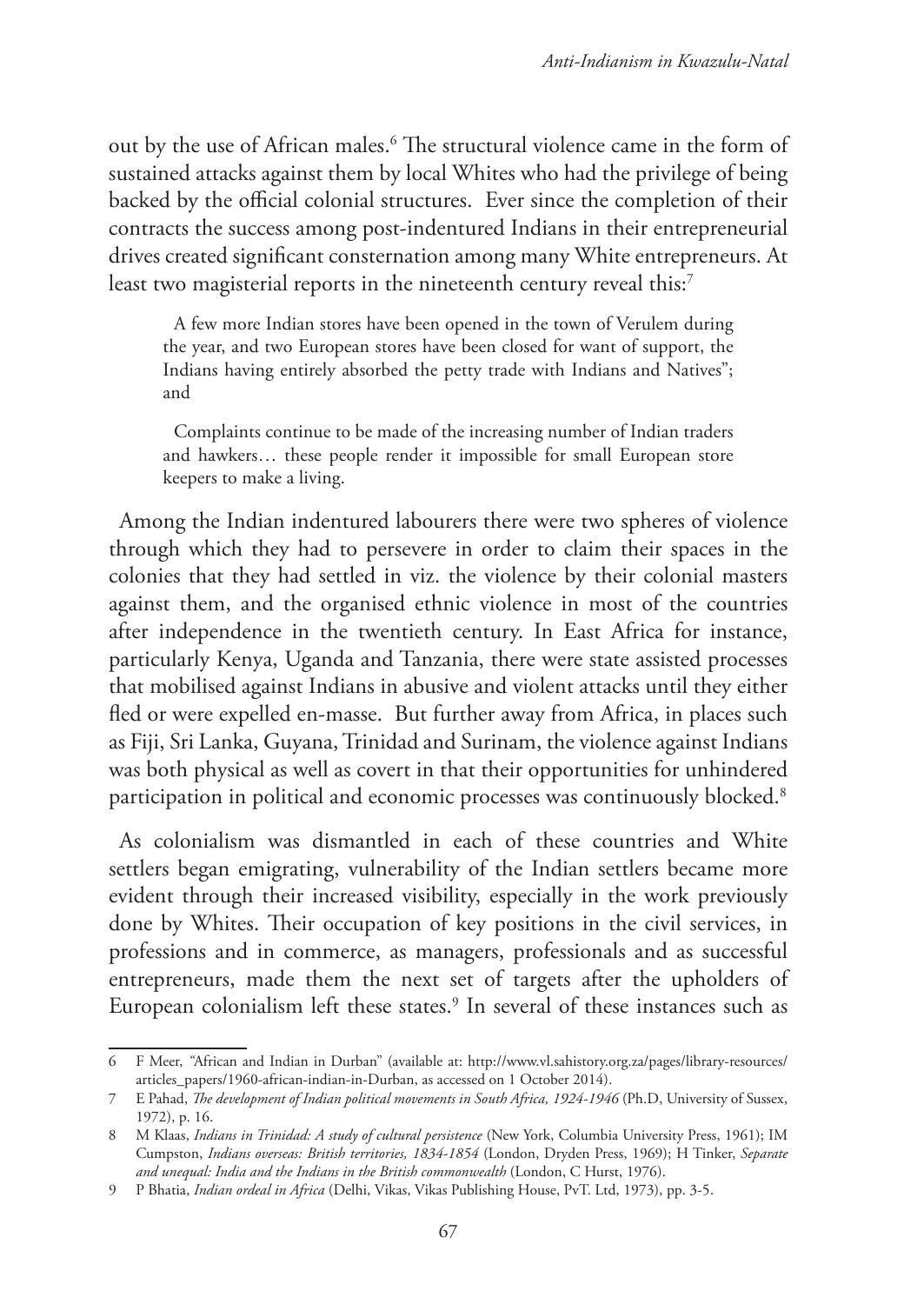out by the use of African males.[6] The structural violence came in the form of sustained attacks against them by local Whites who had the privilege of being backed by the official colonial structures. Ever since the completion of their contracts the success among post-indentured Indians in their entrepreneurial drives created significant consternation among many White entrepreneurs. At least two magisterial reports in the nineteenth century reveal this:[7]

> A few more Indian stores have been opened in the town of Verulem during the year, and two European stores have been closed for want of support, the Indians having entirely absorbed the petty trade with Indians and Natives"; and
>
> Complaints continue to be made of the increasing number of Indian traders and hawkers… these people render it impossible for small European store keepers to make a living.

Among the Indian indentured labourers there were two spheres of violence through which they had to persevere in order to claim their spaces in the colonies that they had settled in viz. the violence by their colonial masters against them, and the organised ethnic violence in most of the countries after independence in the twentieth century. In East Africa for instance, particularly Kenya, Uganda and Tanzania, there were state assisted processes that mobilised against Indians in abusive and violent attacks until they either fled or were expelled en-masse. But further away from Africa, in places such as Fiji, Sri Lanka, Guyana, Trinidad and Surinam, the violence against Indians was both physical as well as covert in that their opportunities for unhindered participation in political and economic processes was continuously blocked.[8]

As colonialism was dismantled in each of these countries and White settlers began emigrating, vulnerability of the Indian settlers became more evident through their increased visibility, especially in the work previously done by Whites. Their occupation of key positions in the civil services, in professions and in commerce, as managers, professionals and as successful entrepreneurs, made them the next set of targets after the upholders of European colonialism left these states.[9] In several of these instances such as

---

6 F Meer, "African and Indian in Durban" (available at: http://www.vl.sahistory.org.za/pages/library-resources/articles_papers/1960-african-indian-in-Durban, as accessed on 1 October 2014).

7 E Pahad, *The development of Indian political movements in South Africa, 1924-1946* (Ph.D, University of Sussex, 1972), p. 16.

8 M Klaas, *Indians in Trinidad: A study of cultural persistence* (New York, Columbia University Press, 1961); IM Cumpston, *Indians overseas: British territories, 1834-1854* (London, Dryden Press, 1969); H Tinker, *Separate and unequal: India and the Indians in the British commonwealth* (London, C Hurst, 1976).

9 P Bhatia, *Indian ordeal in Africa* (Delhi, Vikas, Vikas Publishing House, PvT. Ltd, 1973), pp. 3-5.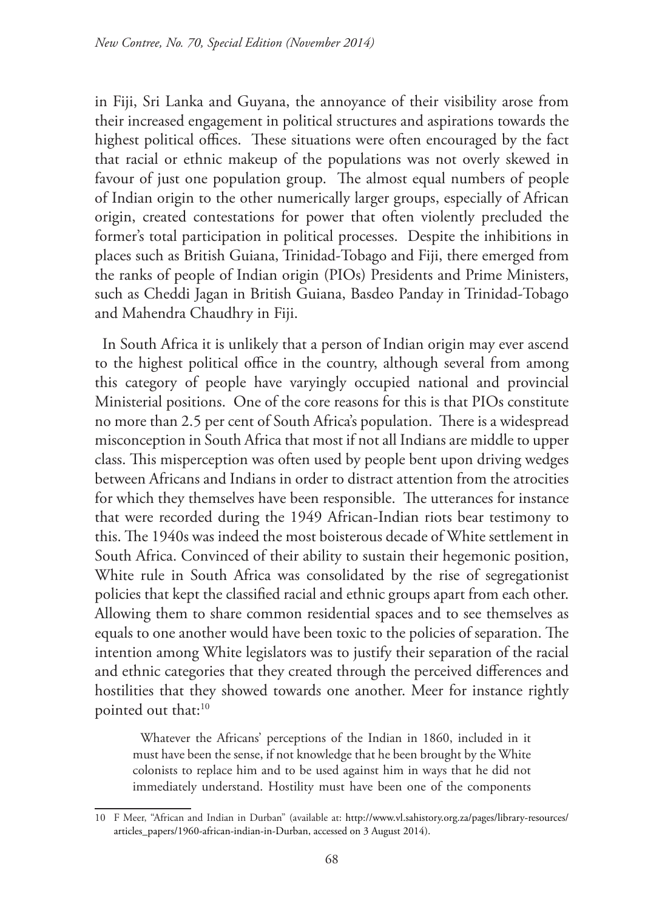in Fiji, Sri Lanka and Guyana, the annoyance of their visibility arose from their increased engagement in political structures and aspirations towards the highest political offices. These situations were often encouraged by the fact that racial or ethnic makeup of the populations was not overly skewed in favour of just one population group. The almost equal numbers of people of Indian origin to the other numerically larger groups, especially of African origin, created contestations for power that often violently precluded the former's total participation in political processes. Despite the inhibitions in places such as British Guiana, Trinidad-Tobago and Fiji, there emerged from the ranks of people of Indian origin (PIOs) Presidents and Prime Ministers, such as Cheddi Jagan in British Guiana, Basdeo Panday in Trinidad-Tobago and Mahendra Chaudhry in Fiji.

In South Africa it is unlikely that a person of Indian origin may ever ascend to the highest political office in the country, although several from among this category of people have varyingly occupied national and provincial Ministerial positions. One of the core reasons for this is that PIOs constitute no more than 2.5 per cent of South Africa's population. There is a widespread misconception in South Africa that most if not all Indians are middle to upper class. This misperception was often used by people bent upon driving wedges between Africans and Indians in order to distract attention from the atrocities for which they themselves have been responsible. The utterances for instance that were recorded during the 1949 African-Indian riots bear testimony to this. The 1940s was indeed the most boisterous decade of White settlement in South Africa. Convinced of their ability to sustain their hegemonic position, White rule in South Africa was consolidated by the rise of segregationist policies that kept the classified racial and ethnic groups apart from each other. Allowing them to share common residential spaces and to see themselves as equals to one another would have been toxic to the policies of separation. The intention among White legislators was to justify their separation of the racial and ethnic categories that they created through the perceived differences and hostilities that they showed towards one another. Meer for instance rightly pointed out that:[10]

> Whatever the Africans' perceptions of the Indian in 1860, included in it must have been the sense, if not knowledge that he been brought by the White colonists to replace him and to be used against him in ways that he did not immediately understand. Hostility must have been one of the components

[10] F Meer, "African and Indian in Durban" (available at: http://www.vl.sahistory.org.za/pages/library-resources/articles_papers/1960-african-indian-in-Durban, accessed on 3 August 2014).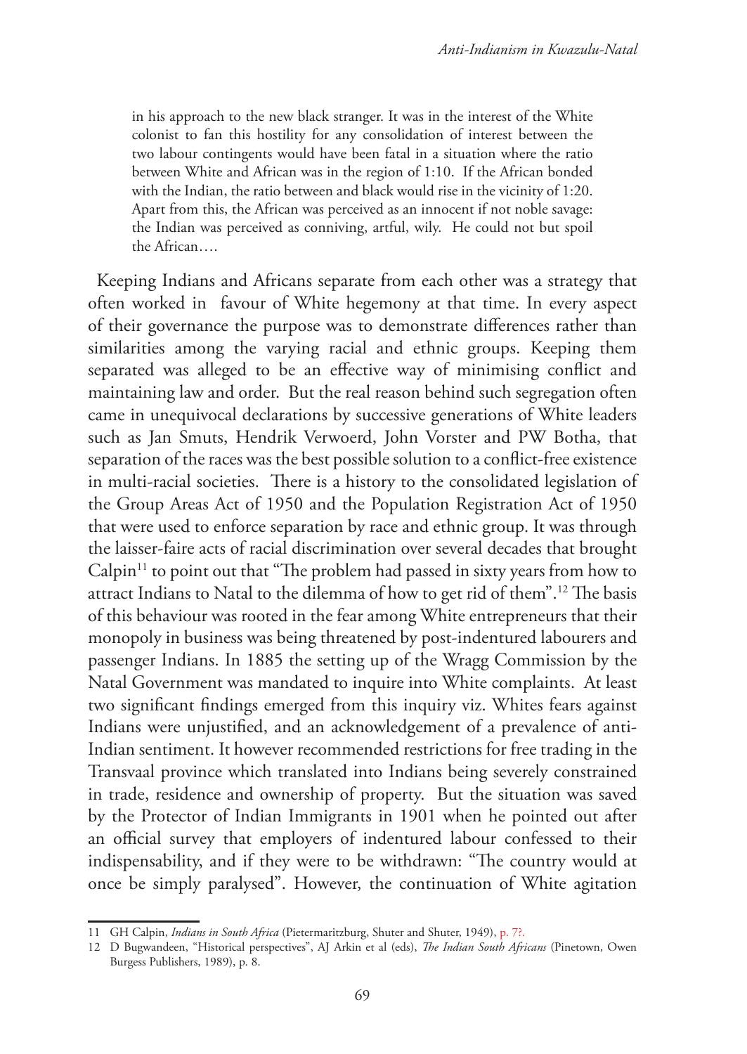> in his approach to the new black stranger. It was in the interest of the White colonist to fan this hostility for any consolidation of interest between the two labour contingents would have been fatal in a situation where the ratio between White and African was in the region of 1:10. If the African bonded with the Indian, the ratio between and black would rise in the vicinity of 1:20. Apart from this, the African was perceived as an innocent if not noble savage: the Indian was perceived as conniving, artful, wily. He could not but spoil the African….

Keeping Indians and Africans separate from each other was a strategy that often worked in favour of White hegemony at that time. In every aspect of their governance the purpose was to demonstrate differences rather than similarities among the varying racial and ethnic groups. Keeping them separated was alleged to be an effective way of minimising conflict and maintaining law and order. But the real reason behind such segregation often came in unequivocal declarations by successive generations of White leaders such as Jan Smuts, Hendrik Verwoerd, John Vorster and PW Botha, that separation of the races was the best possible solution to a conflict-free existence in multi-racial societies. There is a history to the consolidated legislation of the Group Areas Act of 1950 and the Population Registration Act of 1950 that were used to enforce separation by race and ethnic group. It was through the laisser-faire acts of racial discrimination over several decades that brought Calpin[11] to point out that "The problem had passed in sixty years from how to attract Indians to Natal to the dilemma of how to get rid of them".[12] The basis of this behaviour was rooted in the fear among White entrepreneurs that their monopoly in business was being threatened by post-indentured labourers and passenger Indians. In 1885 the setting up of the Wragg Commission by the Natal Government was mandated to inquire into White complaints. At least two significant findings emerged from this inquiry viz. Whites fears against Indians were unjustified, and an acknowledgement of a prevalence of anti-Indian sentiment. It however recommended restrictions for free trading in the Transvaal province which translated into Indians being severely constrained in trade, residence and ownership of property. But the situation was saved by the Protector of Indian Immigrants in 1901 when he pointed out after an official survey that employers of indentured labour confessed to their indispensability, and if they were to be withdrawn: "The country would at once be simply paralysed". However, the continuation of White agitation

---

11 GH Calpin, *Indians in South Africa* (Pietermaritzburg, Shuter and Shuter, 1949), p. 7?.

12 D Bugwandeen, "Historical perspectives", AJ Arkin et al (eds), *The Indian South Africans* (Pinetown, Owen Burgess Publishers, 1989), p. 8.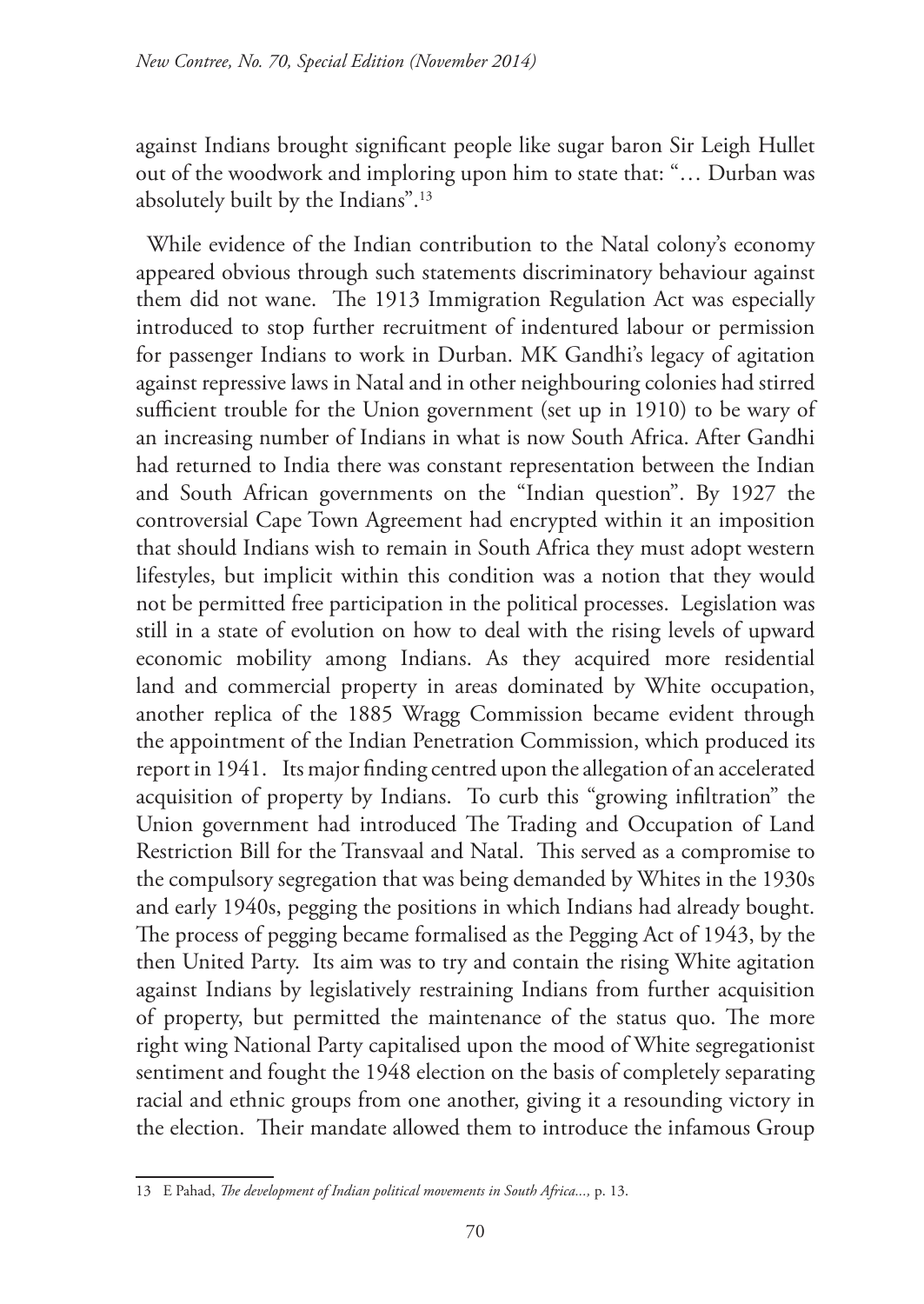against Indians brought significant people like sugar baron Sir Leigh Hullet out of the woodwork and imploring upon him to state that: "… Durban was absolutely built by the Indians".[13]

While evidence of the Indian contribution to the Natal colony's economy appeared obvious through such statements discriminatory behaviour against them did not wane. The 1913 Immigration Regulation Act was especially introduced to stop further recruitment of indentured labour or permission for passenger Indians to work in Durban. MK Gandhi's legacy of agitation against repressive laws in Natal and in other neighbouring colonies had stirred sufficient trouble for the Union government (set up in 1910) to be wary of an increasing number of Indians in what is now South Africa. After Gandhi had returned to India there was constant representation between the Indian and South African governments on the "Indian question". By 1927 the controversial Cape Town Agreement had encrypted within it an imposition that should Indians wish to remain in South Africa they must adopt western lifestyles, but implicit within this condition was a notion that they would not be permitted free participation in the political processes. Legislation was still in a state of evolution on how to deal with the rising levels of upward economic mobility among Indians. As they acquired more residential land and commercial property in areas dominated by White occupation, another replica of the 1885 Wragg Commission became evident through the appointment of the Indian Penetration Commission, which produced its report in 1941. Its major finding centred upon the allegation of an accelerated acquisition of property by Indians. To curb this "growing infiltration" the Union government had introduced The Trading and Occupation of Land Restriction Bill for the Transvaal and Natal. This served as a compromise to the compulsory segregation that was being demanded by Whites in the 1930s and early 1940s, pegging the positions in which Indians had already bought. The process of pegging became formalised as the Pegging Act of 1943, by the then United Party. Its aim was to try and contain the rising White agitation against Indians by legislatively restraining Indians from further acquisition of property, but permitted the maintenance of the status quo. The more right wing National Party capitalised upon the mood of White segregationist sentiment and fought the 1948 election on the basis of completely separating racial and ethnic groups from one another, giving it a resounding victory in the election. Their mandate allowed them to introduce the infamous Group

---

13 E Pahad, *The development of Indian political movements in South Africa...,* p. 13.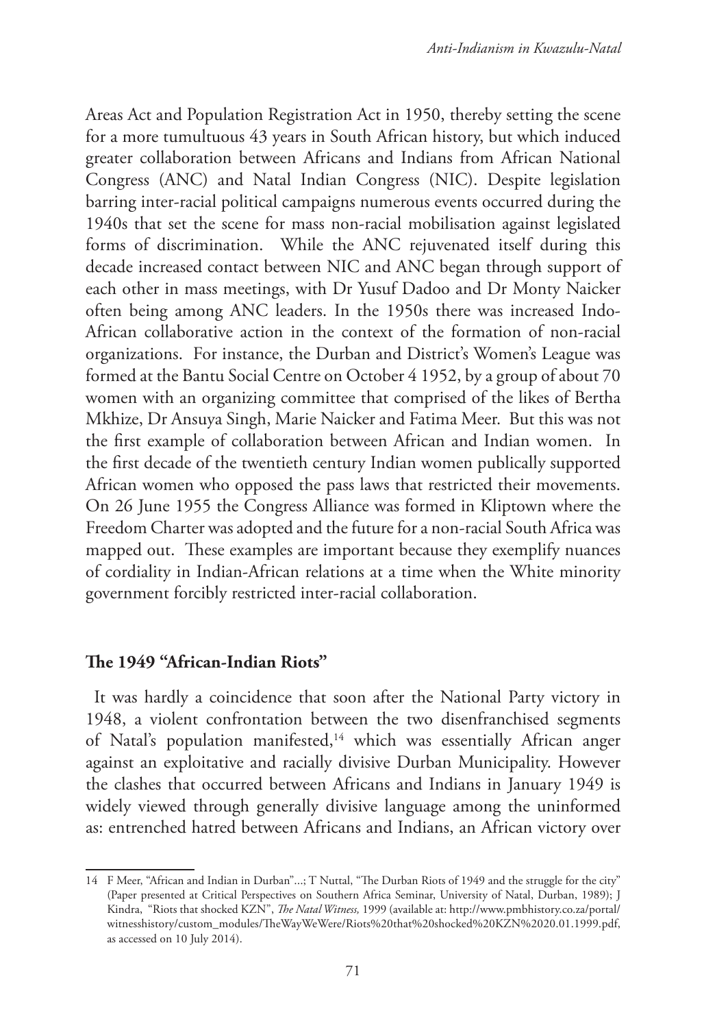Areas Act and Population Registration Act in 1950, thereby setting the scene for a more tumultuous 43 years in South African history, but which induced greater collaboration between Africans and Indians from African National Congress (ANC) and Natal Indian Congress (NIC). Despite legislation barring inter-racial political campaigns numerous events occurred during the 1940s that set the scene for mass non-racial mobilisation against legislated forms of discrimination. While the ANC rejuvenated itself during this decade increased contact between NIC and ANC began through support of each other in mass meetings, with Dr Yusuf Dadoo and Dr Monty Naicker often being among ANC leaders. In the 1950s there was increased Indo-African collaborative action in the context of the formation of non-racial organizations. For instance, the Durban and District's Women's League was formed at the Bantu Social Centre on October 4 1952, by a group of about 70 women with an organizing committee that comprised of the likes of Bertha Mkhize, Dr Ansuya Singh, Marie Naicker and Fatima Meer. But this was not the first example of collaboration between African and Indian women. In the first decade of the twentieth century Indian women publically supported African women who opposed the pass laws that restricted their movements. On 26 June 1955 the Congress Alliance was formed in Kliptown where the Freedom Charter was adopted and the future for a non-racial South Africa was mapped out. These examples are important because they exemplify nuances of cordiality in Indian-African relations at a time when the White minority government forcibly restricted inter-racial collaboration.

## The 1949 "African-Indian Riots"

It was hardly a coincidence that soon after the National Party victory in 1948, a violent confrontation between the two disenfranchised segments of Natal's population manifested,[14] which was essentially African anger against an exploitative and racially divisive Durban Municipality. However the clashes that occurred between Africans and Indians in January 1949 is widely viewed through generally divisive language among the uninformed as: entrenched hatred between Africans and Indians, an African victory over

---

14 F Meer, "African and Indian in Durban"...; T Nuttal, "The Durban Riots of 1949 and the struggle for the city" (Paper presented at Critical Perspectives on Southern Africa Seminar, University of Natal, Durban, 1989); J Kindra, "Riots that shocked KZN", *The Natal Witness,* 1999 (available at: http://www.pmbhistory.co.za/portal/witnesshistory/custom_modules/TheWayWeWere/Riots%20that%20shocked%20KZN%2020.01.1999.pdf, as accessed on 10 July 2014).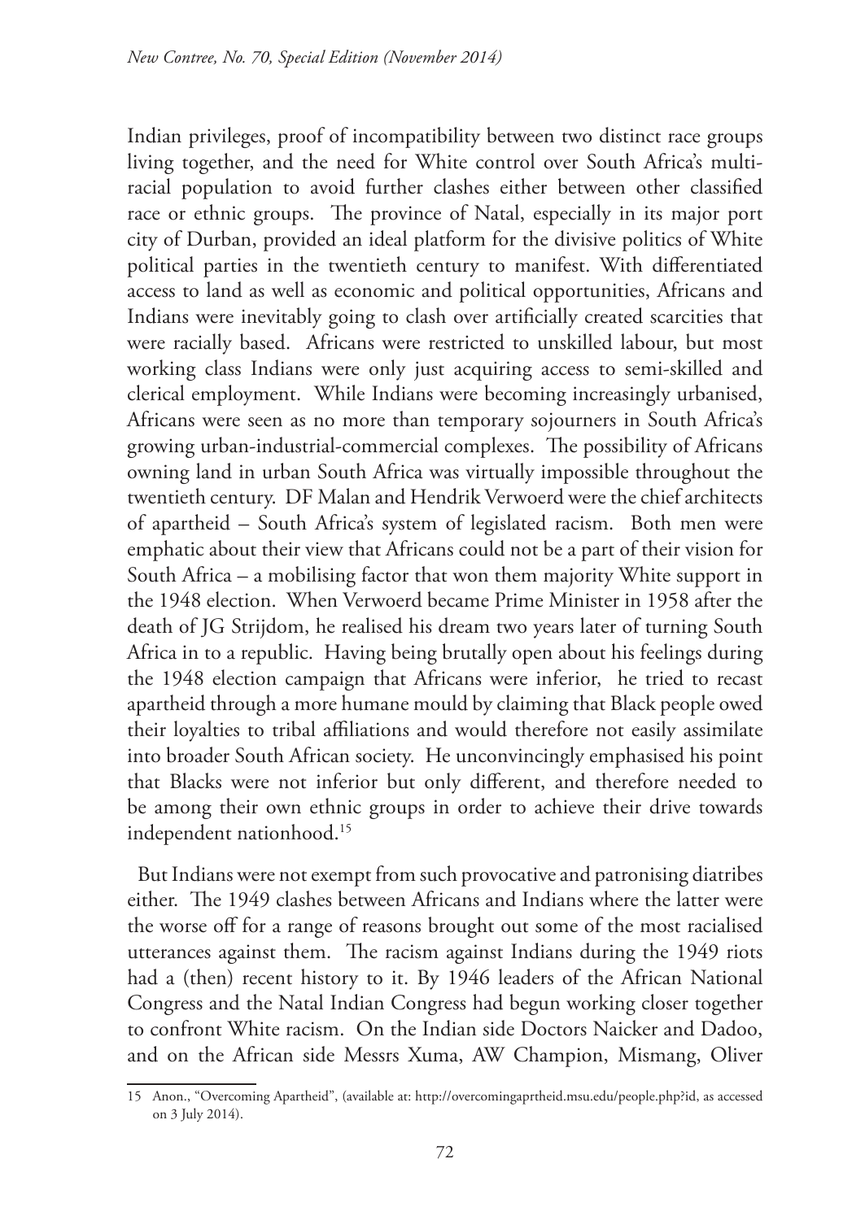Indian privileges, proof of incompatibility between two distinct race groups living together, and the need for White control over South Africa's multi-racial population to avoid further clashes either between other classified race or ethnic groups. The province of Natal, especially in its major port city of Durban, provided an ideal platform for the divisive politics of White political parties in the twentieth century to manifest. With differentiated access to land as well as economic and political opportunities, Africans and Indians were inevitably going to clash over artificially created scarcities that were racially based. Africans were restricted to unskilled labour, but most working class Indians were only just acquiring access to semi-skilled and clerical employment. While Indians were becoming increasingly urbanised, Africans were seen as no more than temporary sojourners in South Africa's growing urban-industrial-commercial complexes. The possibility of Africans owning land in urban South Africa was virtually impossible throughout the twentieth century. DF Malan and Hendrik Verwoerd were the chief architects of apartheid – South Africa's system of legislated racism. Both men were emphatic about their view that Africans could not be a part of their vision for South Africa – a mobilising factor that won them majority White support in the 1948 election. When Verwoerd became Prime Minister in 1958 after the death of JG Strijdom, he realised his dream two years later of turning South Africa in to a republic. Having being brutally open about his feelings during the 1948 election campaign that Africans were inferior, he tried to recast apartheid through a more humane mould by claiming that Black people owed their loyalties to tribal affiliations and would therefore not easily assimilate into broader South African society. He unconvincingly emphasised his point that Blacks were not inferior but only different, and therefore needed to be among their own ethnic groups in order to achieve their drive towards independent nationhood.[15]

But Indians were not exempt from such provocative and patronising diatribes either. The 1949 clashes between Africans and Indians where the latter were the worse off for a range of reasons brought out some of the most racialised utterances against them. The racism against Indians during the 1949 riots had a (then) recent history to it. By 1946 leaders of the African National Congress and the Natal Indian Congress had begun working closer together to confront White racism. On the Indian side Doctors Naicker and Dadoo, and on the African side Messrs Xuma, AW Champion, Mismang, Oliver

---

15 Anon., "Overcoming Apartheid", (available at: http://overcomingaprtheid.msu.edu/people.php?id, as accessed on 3 July 2014).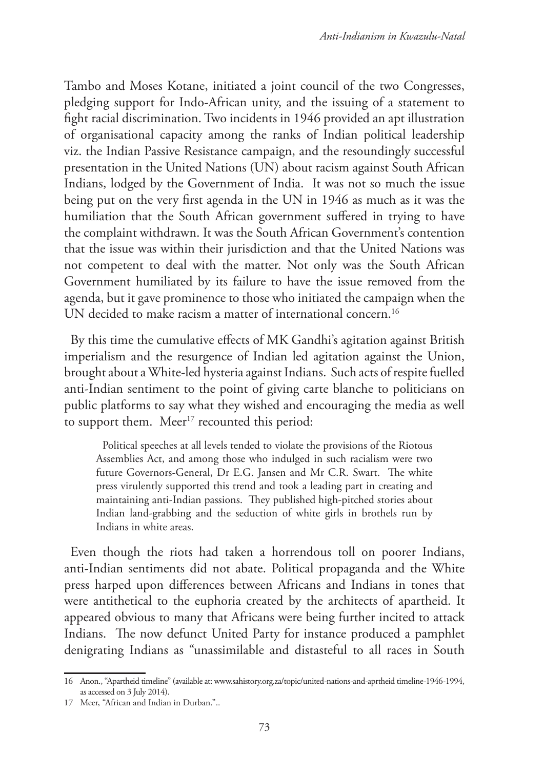Tambo and Moses Kotane, initiated a joint council of the two Congresses, pledging support for Indo-African unity, and the issuing of a statement to fight racial discrimination. Two incidents in 1946 provided an apt illustration of organisational capacity among the ranks of Indian political leadership viz. the Indian Passive Resistance campaign, and the resoundingly successful presentation in the United Nations (UN) about racism against South African Indians, lodged by the Government of India. It was not so much the issue being put on the very first agenda in the UN in 1946 as much as it was the humiliation that the South African government suffered in trying to have the complaint withdrawn. It was the South African Government's contention that the issue was within their jurisdiction and that the United Nations was not competent to deal with the matter. Not only was the South African Government humiliated by its failure to have the issue removed from the agenda, but it gave prominence to those who initiated the campaign when the UN decided to make racism a matter of international concern.[16]

By this time the cumulative effects of MK Gandhi's agitation against British imperialism and the resurgence of Indian led agitation against the Union, brought about a White-led hysteria against Indians. Such acts of respite fuelled anti-Indian sentiment to the point of giving carte blanche to politicians on public platforms to say what they wished and encouraging the media as well to support them. Meer[17] recounted this period:

> Political speeches at all levels tended to violate the provisions of the Riotous Assemblies Act, and among those who indulged in such racialism were two future Governors-General, Dr E.G. Jansen and Mr C.R. Swart. The white press virulently supported this trend and took a leading part in creating and maintaining anti-Indian passions. They published high-pitched stories about Indian land-grabbing and the seduction of white girls in brothels run by Indians in white areas.

Even though the riots had taken a horrendous toll on poorer Indians, anti-Indian sentiments did not abate. Political propaganda and the White press harped upon differences between Africans and Indians in tones that were antithetical to the euphoria created by the architects of apartheid. It appeared obvious to many that Africans were being further incited to attack Indians. The now defunct United Party for instance produced a pamphlet denigrating Indians as "unassimilable and distasteful to all races in South

---

16 Anon., "Apartheid timeline" (available at: www.sahistory.org.za/topic/united-nations-and-aprtheid timeline-1946-1994, as accessed on 3 July 2014).

17 Meer, "African and Indian in Durban."..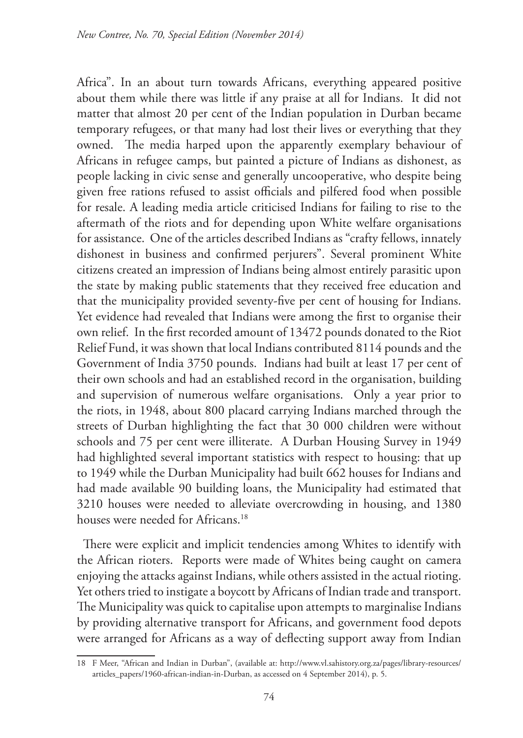Africa". In an about turn towards Africans, everything appeared positive about them while there was little if any praise at all for Indians. It did not matter that almost 20 per cent of the Indian population in Durban became temporary refugees, or that many had lost their lives or everything that they owned. The media harped upon the apparently exemplary behaviour of Africans in refugee camps, but painted a picture of Indians as dishonest, as people lacking in civic sense and generally uncooperative, who despite being given free rations refused to assist officials and pilfered food when possible for resale. A leading media article criticised Indians for failing to rise to the aftermath of the riots and for depending upon White welfare organisations for assistance. One of the articles described Indians as "crafty fellows, innately dishonest in business and confirmed perjurers". Several prominent White citizens created an impression of Indians being almost entirely parasitic upon the state by making public statements that they received free education and that the municipality provided seventy-five per cent of housing for Indians. Yet evidence had revealed that Indians were among the first to organise their own relief. In the first recorded amount of 13472 pounds donated to the Riot Relief Fund, it was shown that local Indians contributed 8114 pounds and the Government of India 3750 pounds. Indians had built at least 17 per cent of their own schools and had an established record in the organisation, building and supervision of numerous welfare organisations. Only a year prior to the riots, in 1948, about 800 placard carrying Indians marched through the streets of Durban highlighting the fact that 30 000 children were without schools and 75 per cent were illiterate. A Durban Housing Survey in 1949 had highlighted several important statistics with respect to housing: that up to 1949 while the Durban Municipality had built 662 houses for Indians and had made available 90 building loans, the Municipality had estimated that 3210 houses were needed to alleviate overcrowding in housing, and 1380 houses were needed for Africans.[18]

There were explicit and implicit tendencies among Whites to identify with the African rioters. Reports were made of Whites being caught on camera enjoying the attacks against Indians, while others assisted in the actual rioting. Yet others tried to instigate a boycott by Africans of Indian trade and transport. The Municipality was quick to capitalise upon attempts to marginalise Indians by providing alternative transport for Africans, and government food depots were arranged for Africans as a way of deflecting support away from Indian

18 F Meer, "African and Indian in Durban", (available at: http://www.vl.sahistory.org.za/pages/library-resources/articles_papers/1960-african-indian-in-Durban, as accessed on 4 September 2014), p. 5.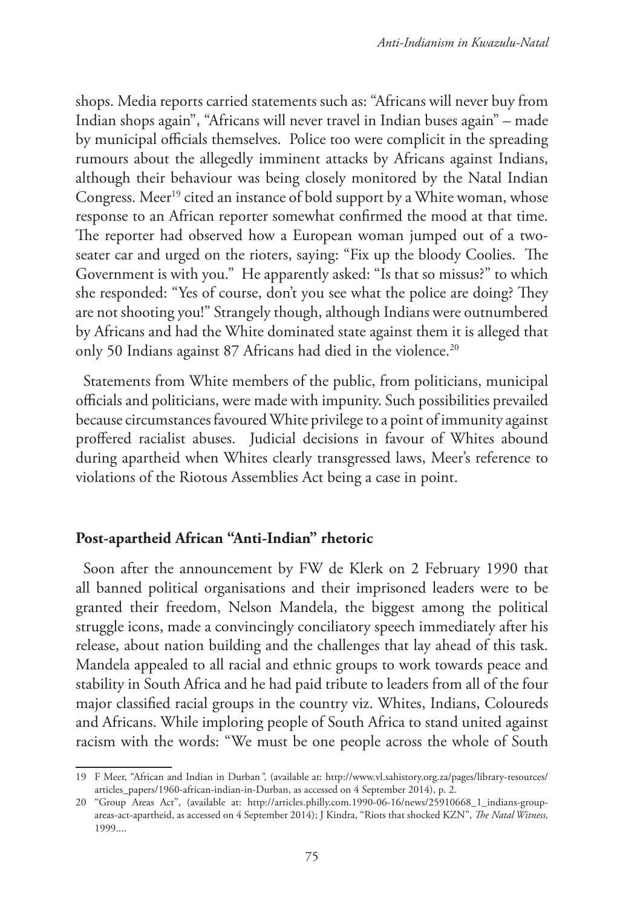shops. Media reports carried statements such as: "Africans will never buy from Indian shops again", "Africans will never travel in Indian buses again" – made by municipal officials themselves. Police too were complicit in the spreading rumours about the allegedly imminent attacks by Africans against Indians, although their behaviour was being closely monitored by the Natal Indian Congress. Meer[19] cited an instance of bold support by a White woman, whose response to an African reporter somewhat confirmed the mood at that time. The reporter had observed how a European woman jumped out of a two-seater car and urged on the rioters, saying: "Fix up the bloody Coolies. The Government is with you." He apparently asked: "Is that so missus?" to which she responded: "Yes of course, don't you see what the police are doing? They are not shooting you!" Strangely though, although Indians were outnumbered by Africans and had the White dominated state against them it is alleged that only 50 Indians against 87 Africans had died in the violence.[20]

Statements from White members of the public, from politicians, municipal officials and politicians, were made with impunity. Such possibilities prevailed because circumstances favoured White privilege to a point of immunity against proffered racialist abuses. Judicial decisions in favour of Whites abound during apartheid when Whites clearly transgressed laws, Meer's reference to violations of the Riotous Assemblies Act being a case in point.

## Post-apartheid African "Anti-Indian" rhetoric

Soon after the announcement by FW de Klerk on 2 February 1990 that all banned political organisations and their imprisoned leaders were to be granted their freedom, Nelson Mandela, the biggest among the political struggle icons, made a convincingly conciliatory speech immediately after his release, about nation building and the challenges that lay ahead of this task. Mandela appealed to all racial and ethnic groups to work towards peace and stability in South Africa and he had paid tribute to leaders from all of the four major classified racial groups in the country viz. Whites, Indians, Coloureds and Africans. While imploring people of South Africa to stand united against racism with the words: "We must be one people across the whole of South

---

19 F Meer, "African and Indian in Durban*",* (available at: http://www.vl.sahistory.org.za/pages/library-resources/articles_papers/1960-african-indian-in-Durban, as accessed on 4 September 2014), p. 2.

20 "Group Areas Act", (available at: http://articles.philly.com.1990-06-16/news/25910668_1_indians-group-areas-act-apartheid, as accessed on 4 September 2014); J Kindra, "Riots that shocked KZN", *The Natal Witness,* 1999....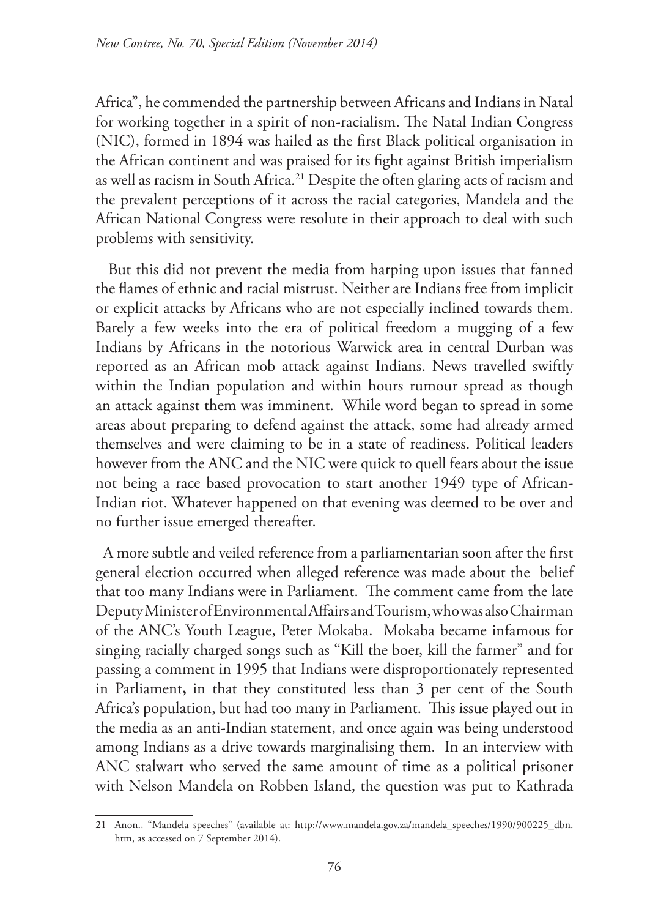Africa", he commended the partnership between Africans and Indians in Natal for working together in a spirit of non-racialism. The Natal Indian Congress (NIC), formed in 1894 was hailed as the first Black political organisation in the African continent and was praised for its fight against British imperialism as well as racism in South Africa.[21] Despite the often glaring acts of racism and the prevalent perceptions of it across the racial categories, Mandela and the African National Congress were resolute in their approach to deal with such problems with sensitivity.

But this did not prevent the media from harping upon issues that fanned the flames of ethnic and racial mistrust. Neither are Indians free from implicit or explicit attacks by Africans who are not especially inclined towards them. Barely a few weeks into the era of political freedom a mugging of a few Indians by Africans in the notorious Warwick area in central Durban was reported as an African mob attack against Indians. News travelled swiftly within the Indian population and within hours rumour spread as though an attack against them was imminent. While word began to spread in some areas about preparing to defend against the attack, some had already armed themselves and were claiming to be in a state of readiness. Political leaders however from the ANC and the NIC were quick to quell fears about the issue not being a race based provocation to start another 1949 type of African-Indian riot. Whatever happened on that evening was deemed to be over and no further issue emerged thereafter.

A more subtle and veiled reference from a parliamentarian soon after the first general election occurred when alleged reference was made about the belief that too many Indians were in Parliament. The comment came from the late Deputy Minister of Environmental Affairs and Tourism, who was also Chairman of the ANC's Youth League, Peter Mokaba. Mokaba became infamous for singing racially charged songs such as "Kill the boer, kill the farmer" and for passing a comment in 1995 that Indians were disproportionately represented in Parliament**,** in that they constituted less than 3 per cent of the South Africa's population, but had too many in Parliament. This issue played out in the media as an anti-Indian statement, and once again was being understood among Indians as a drive towards marginalising them. In an interview with ANC stalwart who served the same amount of time as a political prisoner with Nelson Mandela on Robben Island, the question was put to Kathrada

---

21 Anon., "Mandela speeches" (available at: http://www.mandela.gov.za/mandela_speeches/1990/900225_dbn.htm, as accessed on 7 September 2014).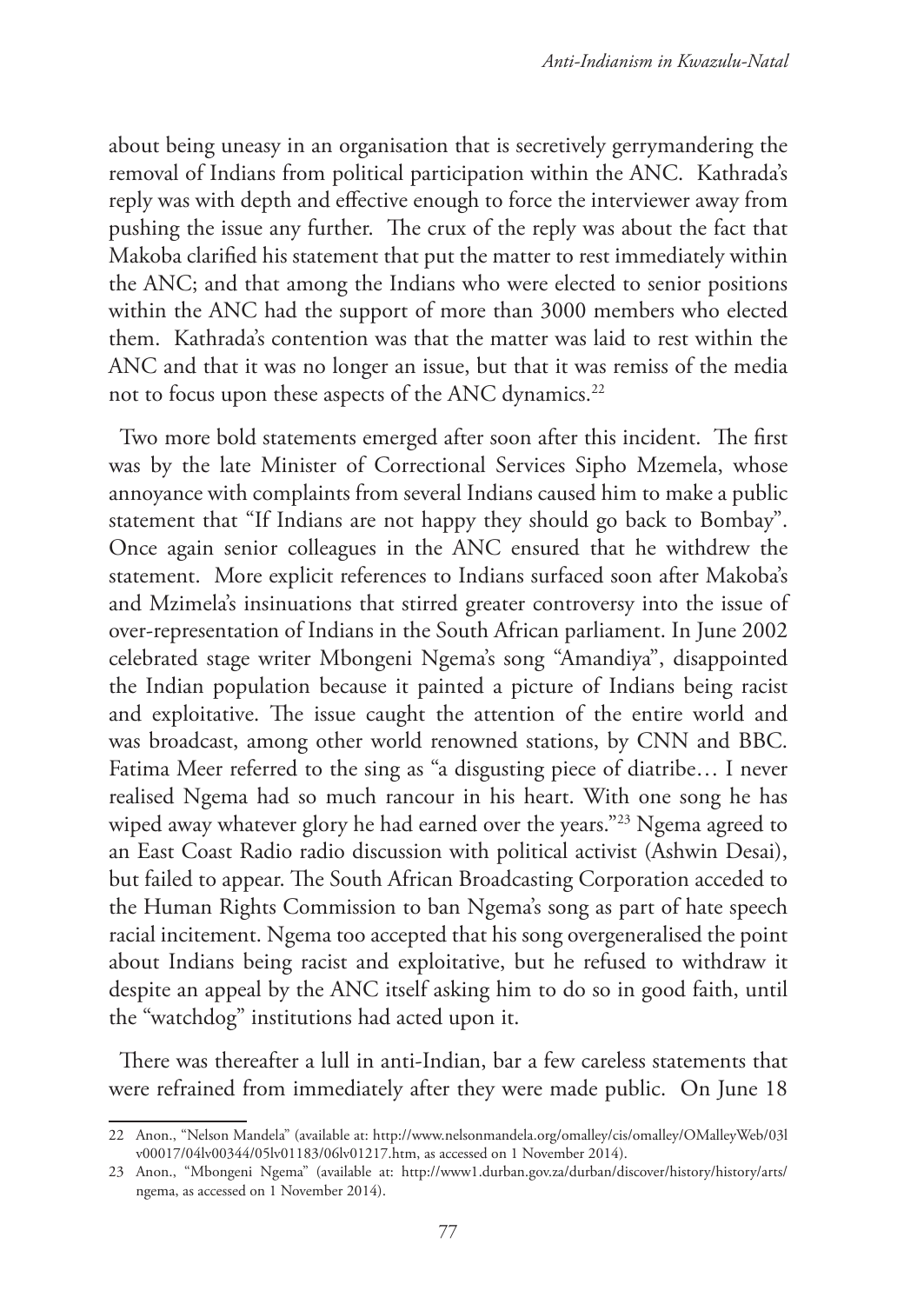about being uneasy in an organisation that is secretively gerrymandering the removal of Indians from political participation within the ANC. Kathrada's reply was with depth and effective enough to force the interviewer away from pushing the issue any further. The crux of the reply was about the fact that Makoba clarified his statement that put the matter to rest immediately within the ANC; and that among the Indians who were elected to senior positions within the ANC had the support of more than 3000 members who elected them. Kathrada's contention was that the matter was laid to rest within the ANC and that it was no longer an issue, but that it was remiss of the media not to focus upon these aspects of the ANC dynamics.[22]

Two more bold statements emerged after soon after this incident. The first was by the late Minister of Correctional Services Sipho Mzemela, whose annoyance with complaints from several Indians caused him to make a public statement that "If Indians are not happy they should go back to Bombay". Once again senior colleagues in the ANC ensured that he withdrew the statement. More explicit references to Indians surfaced soon after Makoba's and Mzimela's insinuations that stirred greater controversy into the issue of over-representation of Indians in the South African parliament. In June 2002 celebrated stage writer Mbongeni Ngema's song "Amandiya", disappointed the Indian population because it painted a picture of Indians being racist and exploitative. The issue caught the attention of the entire world and was broadcast, among other world renowned stations, by CNN and BBC. Fatima Meer referred to the sing as "a disgusting piece of diatribe… I never realised Ngema had so much rancour in his heart. With one song he has wiped away whatever glory he had earned over the years."[23] Ngema agreed to an East Coast Radio radio discussion with political activist (Ashwin Desai), but failed to appear. The South African Broadcasting Corporation acceded to the Human Rights Commission to ban Ngema's song as part of hate speech racial incitement. Ngema too accepted that his song overgeneralised the point about Indians being racist and exploitative, but he refused to withdraw it despite an appeal by the ANC itself asking him to do so in good faith, until the "watchdog" institutions had acted upon it.

There was thereafter a lull in anti-Indian, bar a few careless statements that were refrained from immediately after they were made public. On June 18

---

22 Anon., "Nelson Mandela" (available at: http://www.nelsonmandela.org/omalley/cis/omalley/OMalleyWeb/03lv00017/04lv00344/05lv01183/06lv01217.htm, as accessed on 1 November 2014).

23 Anon., "Mbongeni Ngema" (available at: http://www1.durban.gov.za/durban/discover/history/history/arts/ngema, as accessed on 1 November 2014).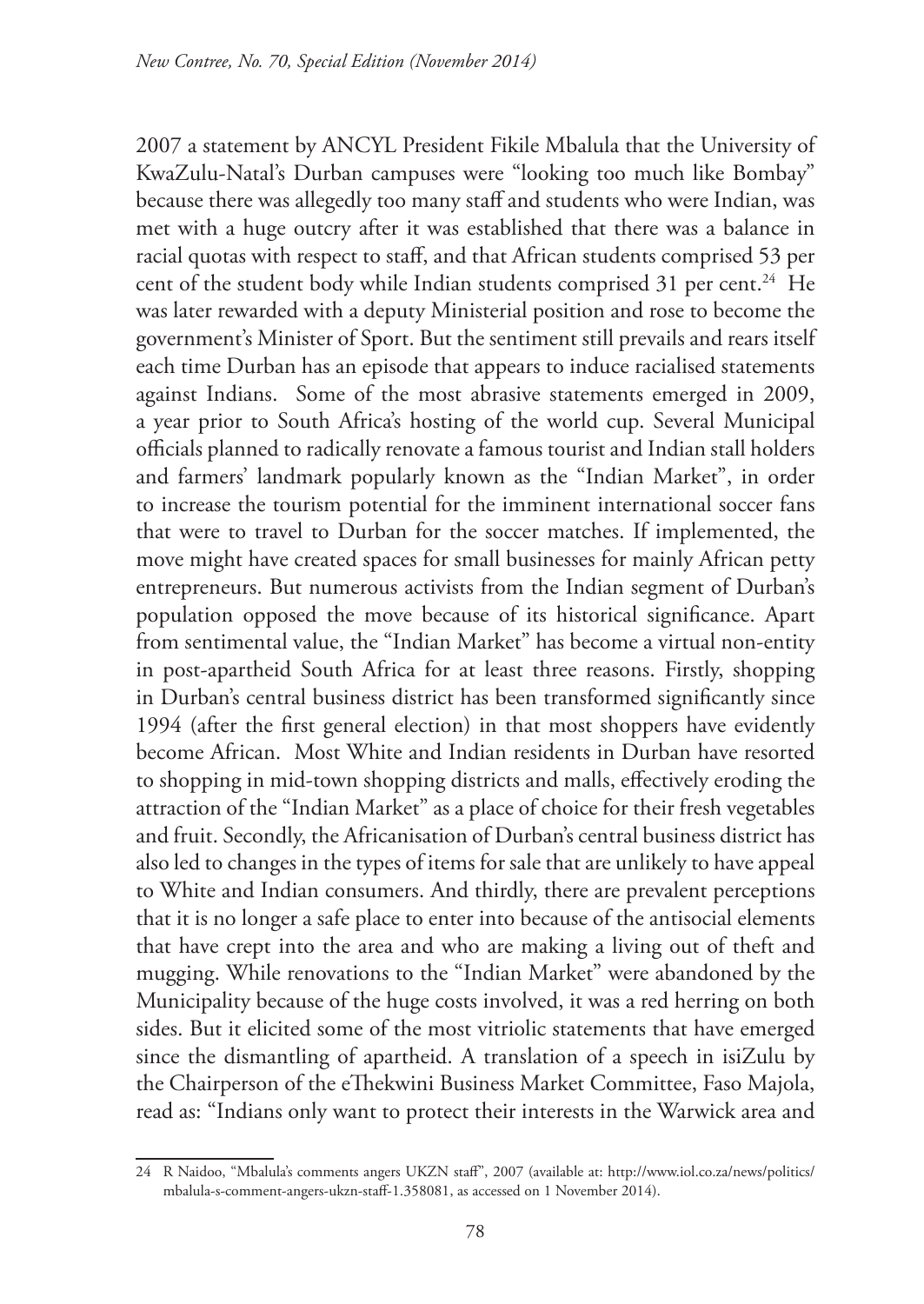2007 a statement by ANCYL President Fikile Mbalula that the University of KwaZulu-Natal's Durban campuses were "looking too much like Bombay" because there was allegedly too many staff and students who were Indian, was met with a huge outcry after it was established that there was a balance in racial quotas with respect to staff, and that African students comprised 53 per cent of the student body while Indian students comprised 31 per cent.[24] He was later rewarded with a deputy Ministerial position and rose to become the government's Minister of Sport. But the sentiment still prevails and rears itself each time Durban has an episode that appears to induce racialised statements against Indians. Some of the most abrasive statements emerged in 2009, a year prior to South Africa's hosting of the world cup. Several Municipal officials planned to radically renovate a famous tourist and Indian stall holders and farmers' landmark popularly known as the "Indian Market", in order to increase the tourism potential for the imminent international soccer fans that were to travel to Durban for the soccer matches. If implemented, the move might have created spaces for small businesses for mainly African petty entrepreneurs. But numerous activists from the Indian segment of Durban's population opposed the move because of its historical significance. Apart from sentimental value, the "Indian Market" has become a virtual non-entity in post-apartheid South Africa for at least three reasons. Firstly, shopping in Durban's central business district has been transformed significantly since 1994 (after the first general election) in that most shoppers have evidently become African. Most White and Indian residents in Durban have resorted to shopping in mid-town shopping districts and malls, effectively eroding the attraction of the "Indian Market" as a place of choice for their fresh vegetables and fruit. Secondly, the Africanisation of Durban's central business district has also led to changes in the types of items for sale that are unlikely to have appeal to White and Indian consumers. And thirdly, there are prevalent perceptions that it is no longer a safe place to enter into because of the antisocial elements that have crept into the area and who are making a living out of theft and mugging. While renovations to the "Indian Market" were abandoned by the Municipality because of the huge costs involved, it was a red herring on both sides. But it elicited some of the most vitriolic statements that have emerged since the dismantling of apartheid. A translation of a speech in isiZulu by the Chairperson of the eThekwini Business Market Committee, Faso Majola, read as: "Indians only want to protect their interests in the Warwick area and

---

24 R Naidoo, "Mbalula's comments angers UKZN staff", 2007 (available at: http://www.iol.co.za/news/politics/mbalula-s-comment-angers-ukzn-staff-1.358081, as accessed on 1 November 2014).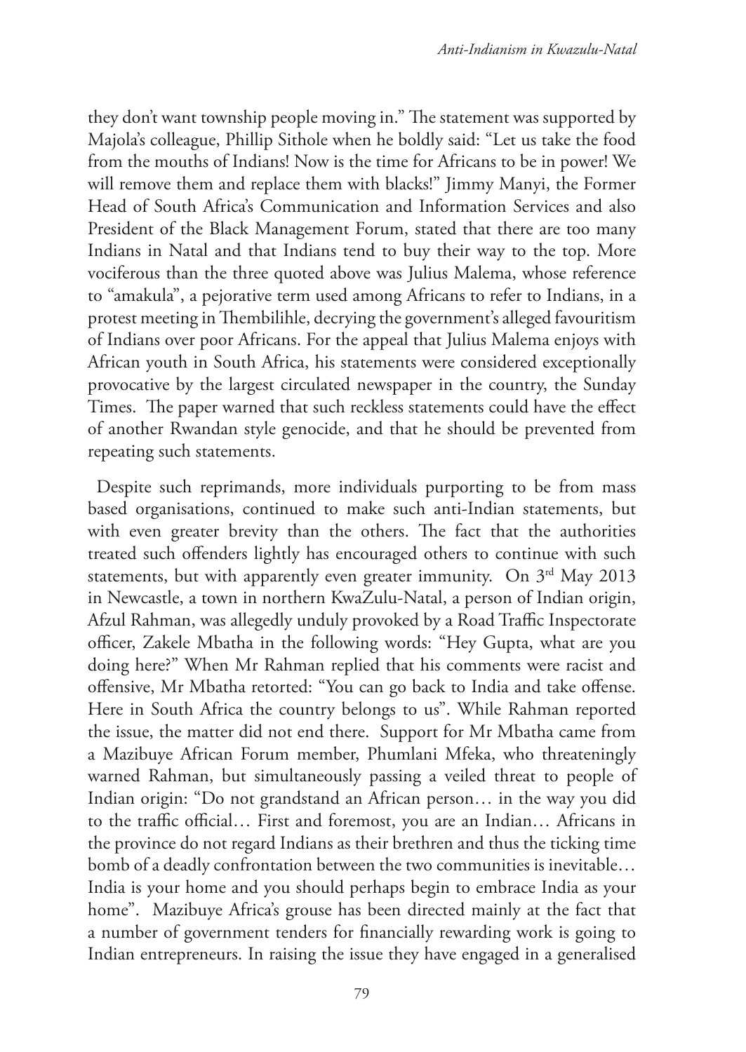they don't want township people moving in." The statement was supported by Majola's colleague, Phillip Sithole when he boldly said: "Let us take the food from the mouths of Indians! Now is the time for Africans to be in power! We will remove them and replace them with blacks!" Jimmy Manyi, the Former Head of South Africa's Communication and Information Services and also President of the Black Management Forum, stated that there are too many Indians in Natal and that Indians tend to buy their way to the top. More vociferous than the three quoted above was Julius Malema, whose reference to "amakula", a pejorative term used among Africans to refer to Indians, in a protest meeting in Thembilihle, decrying the government's alleged favouritism of Indians over poor Africans. For the appeal that Julius Malema enjoys with African youth in South Africa, his statements were considered exceptionally provocative by the largest circulated newspaper in the country, the Sunday Times. The paper warned that such reckless statements could have the effect of another Rwandan style genocide, and that he should be prevented from repeating such statements.

Despite such reprimands, more individuals purporting to be from mass based organisations, continued to make such anti-Indian statements, but with even greater brevity than the others. The fact that the authorities treated such offenders lightly has encouraged others to continue with such statements, but with apparently even greater immunity. On 3rd May 2013 in Newcastle, a town in northern KwaZulu-Natal, a person of Indian origin, Afzul Rahman, was allegedly unduly provoked by a Road Traffic Inspectorate officer, Zakele Mbatha in the following words: "Hey Gupta, what are you doing here?" When Mr Rahman replied that his comments were racist and offensive, Mr Mbatha retorted: "You can go back to India and take offense. Here in South Africa the country belongs to us". While Rahman reported the issue, the matter did not end there. Support for Mr Mbatha came from a Mazibuye African Forum member, Phumlani Mfeka, who threateningly warned Rahman, but simultaneously passing a veiled threat to people of Indian origin: "Do not grandstand an African person… in the way you did to the traffic official… First and foremost, you are an Indian… Africans in the province do not regard Indians as their brethren and thus the ticking time bomb of a deadly confrontation between the two communities is inevitable… India is your home and you should perhaps begin to embrace India as your home". Mazibuye Africa's grouse has been directed mainly at the fact that a number of government tenders for financially rewarding work is going to Indian entrepreneurs. In raising the issue they have engaged in a generalised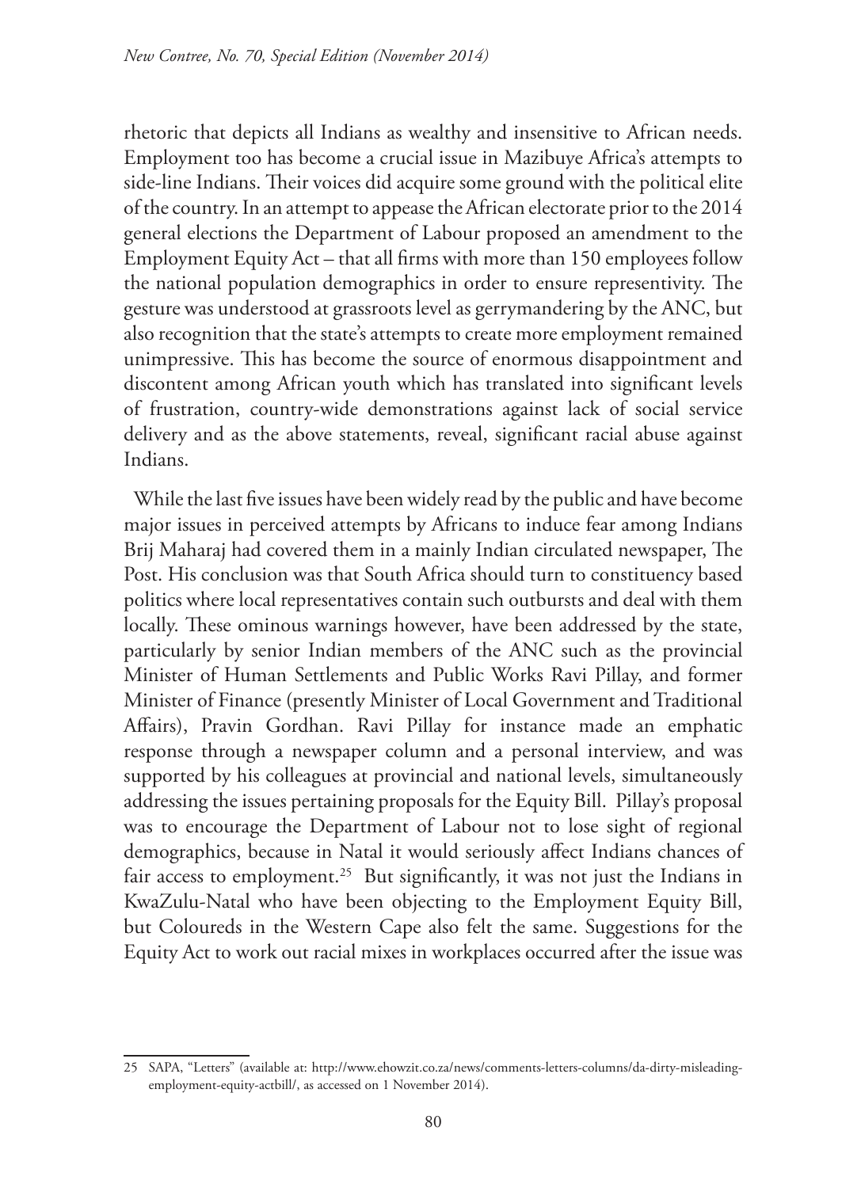rhetoric that depicts all Indians as wealthy and insensitive to African needs. Employment too has become a crucial issue in Mazibuye Africa's attempts to side-line Indians. Their voices did acquire some ground with the political elite of the country. In an attempt to appease the African electorate prior to the 2014 general elections the Department of Labour proposed an amendment to the Employment Equity Act – that all firms with more than 150 employees follow the national population demographics in order to ensure representivity. The gesture was understood at grassroots level as gerrymandering by the ANC, but also recognition that the state's attempts to create more employment remained unimpressive. This has become the source of enormous disappointment and discontent among African youth which has translated into significant levels of frustration, country-wide demonstrations against lack of social service delivery and as the above statements, reveal, significant racial abuse against Indians.

While the last five issues have been widely read by the public and have become major issues in perceived attempts by Africans to induce fear among Indians Brij Maharaj had covered them in a mainly Indian circulated newspaper, The Post. His conclusion was that South Africa should turn to constituency based politics where local representatives contain such outbursts and deal with them locally. These ominous warnings however, have been addressed by the state, particularly by senior Indian members of the ANC such as the provincial Minister of Human Settlements and Public Works Ravi Pillay, and former Minister of Finance (presently Minister of Local Government and Traditional Affairs), Pravin Gordhan. Ravi Pillay for instance made an emphatic response through a newspaper column and a personal interview, and was supported by his colleagues at provincial and national levels, simultaneously addressing the issues pertaining proposals for the Equity Bill. Pillay's proposal was to encourage the Department of Labour not to lose sight of regional demographics, because in Natal it would seriously affect Indians chances of fair access to employment.[25] But significantly, it was not just the Indians in KwaZulu-Natal who have been objecting to the Employment Equity Bill, but Coloureds in the Western Cape also felt the same. Suggestions for the Equity Act to work out racial mixes in workplaces occurred after the issue was

---

25 SAPA, "Letters" (available at: http://www.ehowzit.co.za/news/comments-letters-columns/da-dirty-misleading-employment-equity-actbill/, as accessed on 1 November 2014).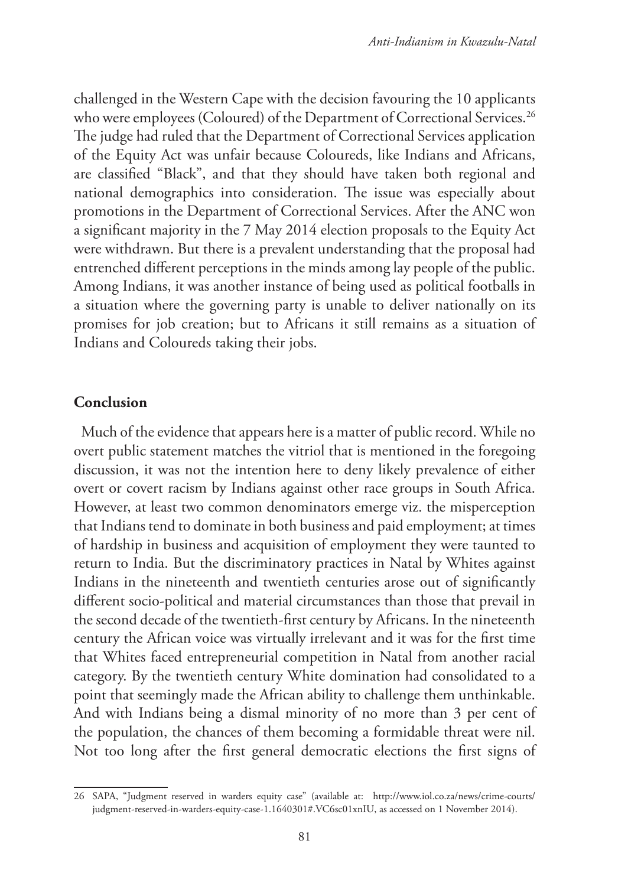challenged in the Western Cape with the decision favouring the 10 applicants who were employees (Coloured) of the Department of Correctional Services.[26] The judge had ruled that the Department of Correctional Services application of the Equity Act was unfair because Coloureds, like Indians and Africans, are classified "Black", and that they should have taken both regional and national demographics into consideration. The issue was especially about promotions in the Department of Correctional Services. After the ANC won a significant majority in the 7 May 2014 election proposals to the Equity Act were withdrawn. But there is a prevalent understanding that the proposal had entrenched different perceptions in the minds among lay people of the public. Among Indians, it was another instance of being used as political footballs in a situation where the governing party is unable to deliver nationally on its promises for job creation; but to Africans it still remains as a situation of Indians and Coloureds taking their jobs.

## Conclusion

Much of the evidence that appears here is a matter of public record. While no overt public statement matches the vitriol that is mentioned in the foregoing discussion, it was not the intention here to deny likely prevalence of either overt or covert racism by Indians against other race groups in South Africa. However, at least two common denominators emerge viz. the misperception that Indians tend to dominate in both business and paid employment; at times of hardship in business and acquisition of employment they were taunted to return to India. But the discriminatory practices in Natal by Whites against Indians in the nineteenth and twentieth centuries arose out of significantly different socio-political and material circumstances than those that prevail in the second decade of the twentieth-first century by Africans. In the nineteenth century the African voice was virtually irrelevant and it was for the first time that Whites faced entrepreneurial competition in Natal from another racial category. By the twentieth century White domination had consolidated to a point that seemingly made the African ability to challenge them unthinkable. And with Indians being a dismal minority of no more than 3 per cent of the population, the chances of them becoming a formidable threat were nil. Not too long after the first general democratic elections the first signs of

26 SAPA, "Judgment reserved in warders equity case" (available at: http://www.iol.co.za/news/crime-courts/judgment-reserved-in-warders-equity-case-1.1640301#.VC6sc01xnIU, as accessed on 1 November 2014).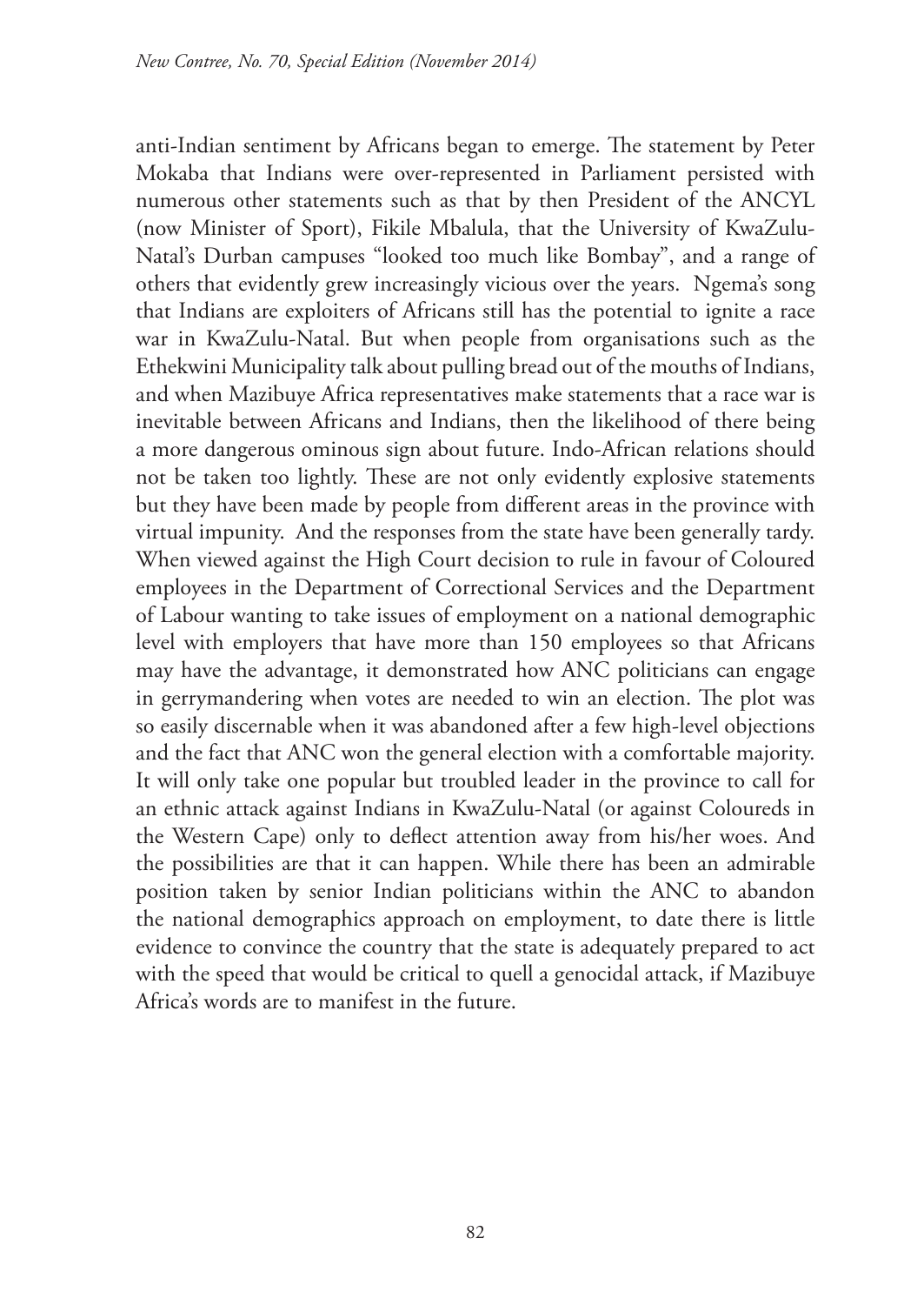anti-Indian sentiment by Africans began to emerge. The statement by Peter Mokaba that Indians were over-represented in Parliament persisted with numerous other statements such as that by then President of the ANCYL (now Minister of Sport), Fikile Mbalula, that the University of KwaZulu-Natal's Durban campuses "looked too much like Bombay", and a range of others that evidently grew increasingly vicious over the years. Ngema's song that Indians are exploiters of Africans still has the potential to ignite a race war in KwaZulu-Natal. But when people from organisations such as the Ethekwini Municipality talk about pulling bread out of the mouths of Indians, and when Mazibuye Africa representatives make statements that a race war is inevitable between Africans and Indians, then the likelihood of there being a more dangerous ominous sign about future. Indo-African relations should not be taken too lightly. These are not only evidently explosive statements but they have been made by people from different areas in the province with virtual impunity. And the responses from the state have been generally tardy. When viewed against the High Court decision to rule in favour of Coloured employees in the Department of Correctional Services and the Department of Labour wanting to take issues of employment on a national demographic level with employers that have more than 150 employees so that Africans may have the advantage, it demonstrated how ANC politicians can engage in gerrymandering when votes are needed to win an election. The plot was so easily discernable when it was abandoned after a few high-level objections and the fact that ANC won the general election with a comfortable majority. It will only take one popular but troubled leader in the province to call for an ethnic attack against Indians in KwaZulu-Natal (or against Coloureds in the Western Cape) only to deflect attention away from his/her woes. And the possibilities are that it can happen. While there has been an admirable position taken by senior Indian politicians within the ANC to abandon the national demographics approach on employment, to date there is little evidence to convince the country that the state is adequately prepared to act with the speed that would be critical to quell a genocidal attack, if Mazibuye Africa's words are to manifest in the future.